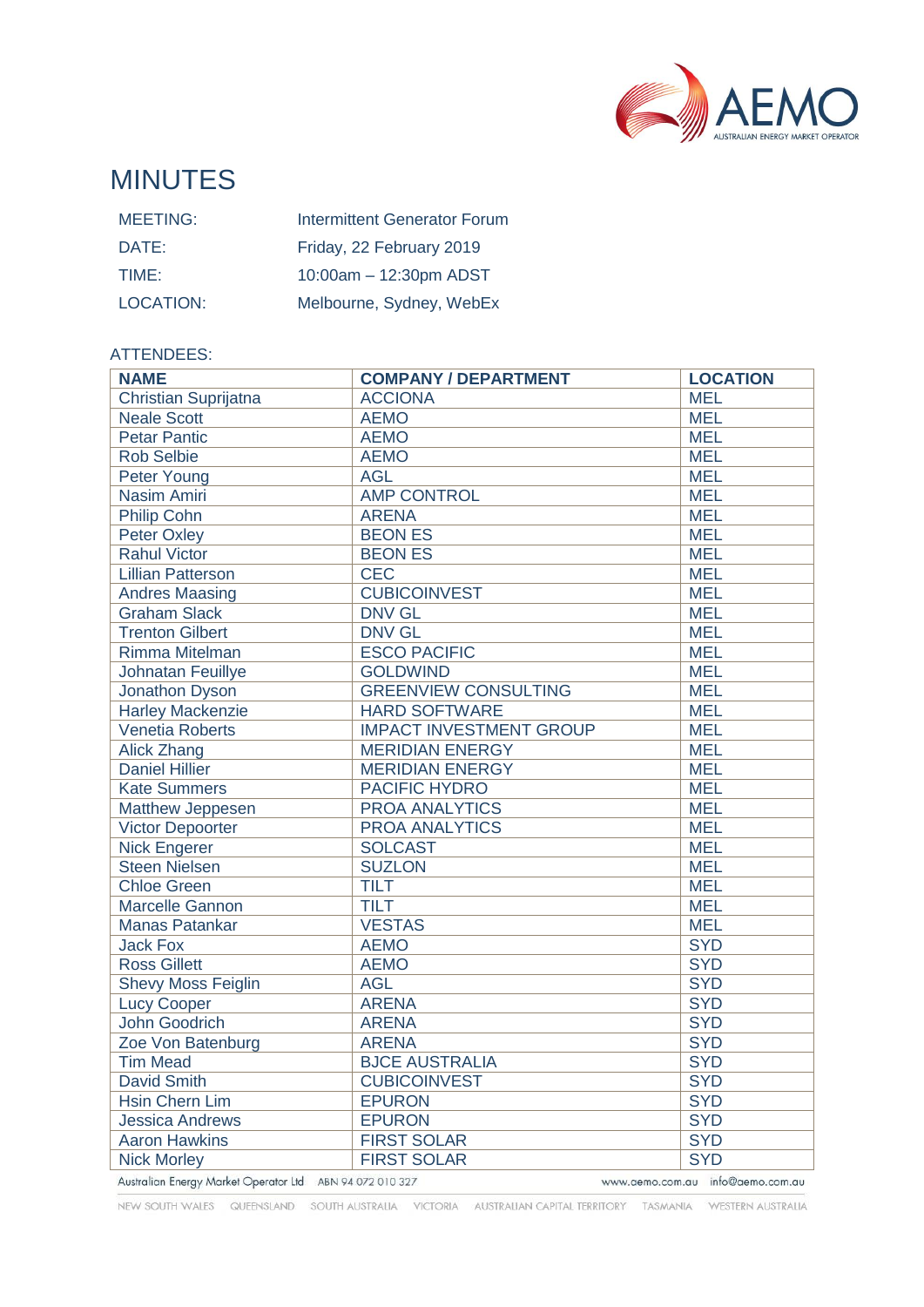# MINUTES

| | |
|---|---|
| MEETING: | Intermittent Generator Forum |
| DATE: | Friday, 22 February 2019 |
| TIME: | 10:00am – 12:30pm ADST |
| LOCATION: | Melbourne, Sydney, WebEx |

ATTENDEES:

| NAME | COMPANY / DEPARTMENT | LOCATION |
|---|---|---|
| Christian Suprijatna | ACCIONA | MEL |
| Neale Scott | AEMO | MEL |
| Petar Pantic | AEMO | MEL |
| Rob Selbie | AEMO | MEL |
| Peter Young | AGL | MEL |
| Nasim Amiri | AMP CONTROL | MEL |
| Philip Cohn | ARENA | MEL |
| Peter Oxley | BEON ES | MEL |
| Rahul Victor | BEON ES | MEL |
| Lillian Patterson | CEC | MEL |
| Andres Maasing | CUBICOINVEST | MEL |
| Graham Slack | DNV GL | MEL |
| Trenton Gilbert | DNV GL | MEL |
| Rimma Mitelman | ESCO PACIFIC | MEL |
| Johnatan Feuillye | GOLDWIND | MEL |
| Jonathon Dyson | GREENVIEW CONSULTING | MEL |
| Harley Mackenzie | HARD SOFTWARE | MEL |
| Venetia Roberts | IMPACT INVESTMENT GROUP | MEL |
| Alick Zhang | MERIDIAN ENERGY | MEL |
| Daniel Hillier | MERIDIAN ENERGY | MEL |
| Kate Summers | PACIFIC HYDRO | MEL |
| Matthew Jeppesen | PROA ANALYTICS | MEL |
| Victor Depoorter | PROA ANALYTICS | MEL |
| Nick Engerer | SOLCAST | MEL |
| Steen Nielsen | SUZLON | MEL |
| Chloe Green | TILT | MEL |
| Marcelle Gannon | TILT | MEL |
| Manas Patankar | VESTAS | MEL |
| Jack Fox | AEMO | SYD |
| Ross Gillett | AEMO | SYD |
| Shevy Moss Feiglin | AGL | SYD |
| Lucy Cooper | ARENA | SYD |
| John Goodrich | ARENA | SYD |
| Zoe Von Batenburg | ARENA | SYD |
| Tim Mead | BJCE AUSTRALIA | SYD |
| David Smith | CUBICOINVEST | SYD |
| Hsin Chern Lim | EPURON | SYD |
| Jessica Andrews | EPURON | SYD |
| Aaron Hawkins | FIRST SOLAR | SYD |
| Nick Morley | FIRST SOLAR | SYD |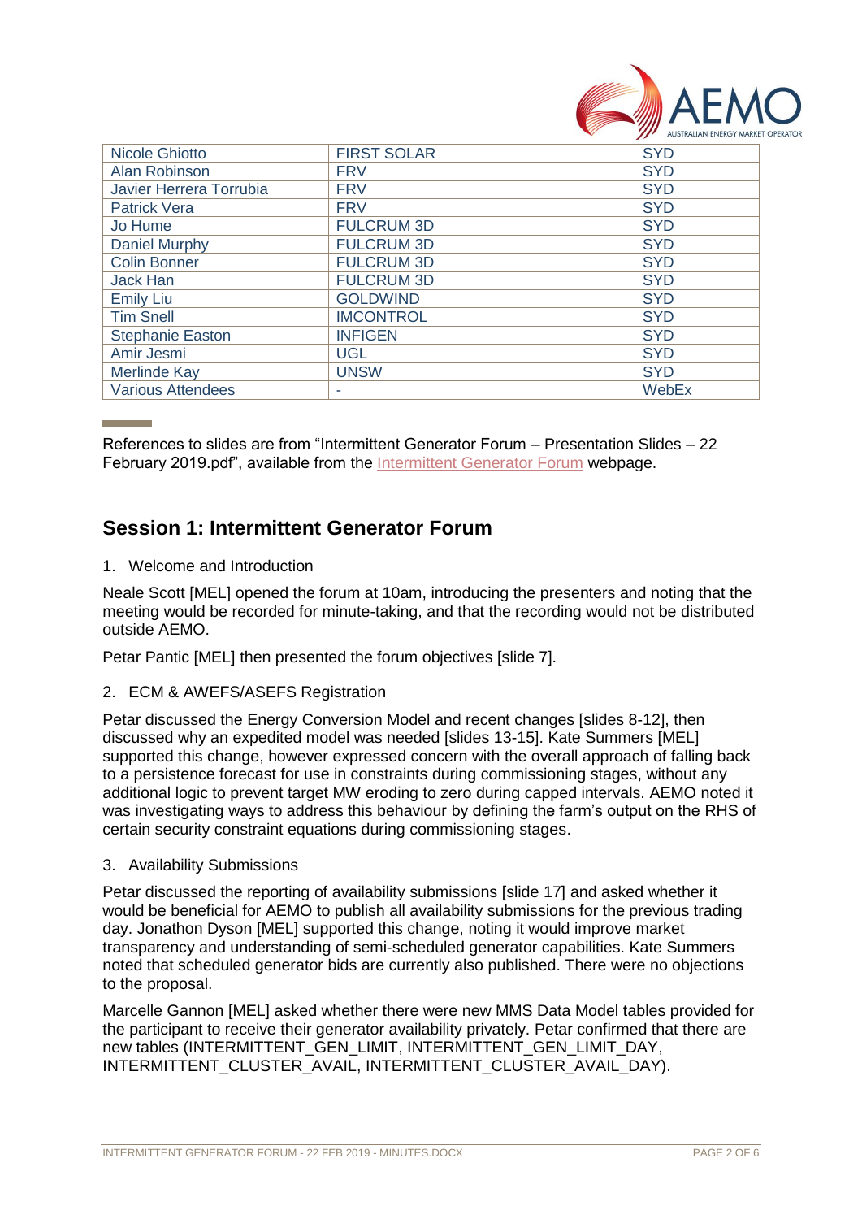| Nicole Ghiotto | FIRST SOLAR | SYD |
|---|---|---|
| Alan Robinson | FRV | SYD |
| Javier Herrera Torrubia | FRV | SYD |
| Patrick Vera | FRV | SYD |
| Jo Hume | FULCRUM 3D | SYD |
| Daniel Murphy | FULCRUM 3D | SYD |
| Colin Bonner | FULCRUM 3D | SYD |
| Jack Han | FULCRUM 3D | SYD |
| Emily Liu | GOLDWIND | SYD |
| Tim Snell | IMCONTROL | SYD |
| Stephanie Easton | INFIGEN | SYD |
| Amir Jesmi | UGL | SYD |
| Merlinde Kay | UNSW | SYD |
| Various Attendees | - | WebEx |

References to slides are from "Intermittent Generator Forum – Presentation Slides – 22 February 2019.pdf", available from the Intermittent Generator Forum webpage.

## Session 1: Intermittent Generator Forum

1. Welcome and Introduction

Neale Scott [MEL] opened the forum at 10am, introducing the presenters and noting that the meeting would be recorded for minute-taking, and that the recording would not be distributed outside AEMO.

Petar Pantic [MEL] then presented the forum objectives [slide 7].

2. ECM & AWEFS/ASEFS Registration

Petar discussed the Energy Conversion Model and recent changes [slides 8-12], then discussed why an expedited model was needed [slides 13-15]. Kate Summers [MEL] supported this change, however expressed concern with the overall approach of falling back to a persistence forecast for use in constraints during commissioning stages, without any additional logic to prevent target MW eroding to zero during capped intervals. AEMO noted it was investigating ways to address this behaviour by defining the farm's output on the RHS of certain security constraint equations during commissioning stages.

3. Availability Submissions

Petar discussed the reporting of availability submissions [slide 17] and asked whether it would be beneficial for AEMO to publish all availability submissions for the previous trading day. Jonathon Dyson [MEL] supported this change, noting it would improve market transparency and understanding of semi-scheduled generator capabilities. Kate Summers noted that scheduled generator bids are currently also published. There were no objections to the proposal.

Marcelle Gannon [MEL] asked whether there were new MMS Data Model tables provided for the participant to receive their generator availability privately. Petar confirmed that there are new tables (INTERMITTENT_GEN_LIMIT, INTERMITTENT_GEN_LIMIT_DAY, INTERMITTENT_CLUSTER_AVAIL, INTERMITTENT_CLUSTER_AVAIL_DAY).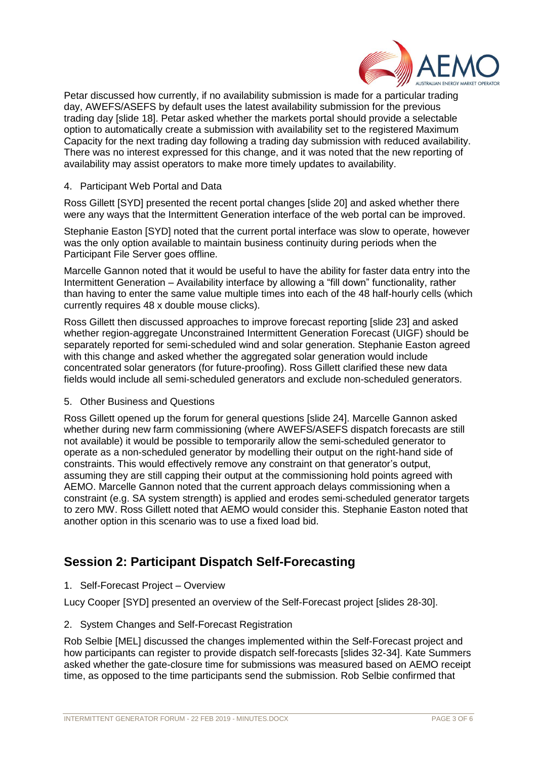Petar discussed how currently, if no availability submission is made for a particular trading day, AWEFS/ASEFS by default uses the latest availability submission for the previous trading day [slide 18]. Petar asked whether the markets portal should provide a selectable option to automatically create a submission with availability set to the registered Maximum Capacity for the next trading day following a trading day submission with reduced availability. There was no interest expressed for this change, and it was noted that the new reporting of availability may assist operators to make more timely updates to availability.

4. Participant Web Portal and Data

Ross Gillett [SYD] presented the recent portal changes [slide 20] and asked whether there were any ways that the Intermittent Generation interface of the web portal can be improved.

Stephanie Easton [SYD] noted that the current portal interface was slow to operate, however was the only option available to maintain business continuity during periods when the Participant File Server goes offline.

Marcelle Gannon noted that it would be useful to have the ability for faster data entry into the Intermittent Generation – Availability interface by allowing a "fill down" functionality, rather than having to enter the same value multiple times into each of the 48 half-hourly cells (which currently requires 48 x double mouse clicks).

Ross Gillett then discussed approaches to improve forecast reporting [slide 23] and asked whether region-aggregate Unconstrained Intermittent Generation Forecast (UIGF) should be separately reported for semi-scheduled wind and solar generation. Stephanie Easton agreed with this change and asked whether the aggregated solar generation would include concentrated solar generators (for future-proofing). Ross Gillett clarified these new data fields would include all semi-scheduled generators and exclude non-scheduled generators.

5. Other Business and Questions

Ross Gillett opened up the forum for general questions [slide 24]. Marcelle Gannon asked whether during new farm commissioning (where AWEFS/ASEFS dispatch forecasts are still not available) it would be possible to temporarily allow the semi-scheduled generator to operate as a non-scheduled generator by modelling their output on the right-hand side of constraints. This would effectively remove any constraint on that generator's output, assuming they are still capping their output at the commissioning hold points agreed with AEMO. Marcelle Gannon noted that the current approach delays commissioning when a constraint (e.g. SA system strength) is applied and erodes semi-scheduled generator targets to zero MW. Ross Gillett noted that AEMO would consider this. Stephanie Easton noted that another option in this scenario was to use a fixed load bid.

## Session 2: Participant Dispatch Self-Forecasting

1. Self-Forecast Project – Overview

Lucy Cooper [SYD] presented an overview of the Self-Forecast project [slides 28-30].

2. System Changes and Self-Forecast Registration

Rob Selbie [MEL] discussed the changes implemented within the Self-Forecast project and how participants can register to provide dispatch self-forecasts [slides 32-34]. Kate Summers asked whether the gate-closure time for submissions was measured based on AEMO receipt time, as opposed to the time participants send the submission. Rob Selbie confirmed that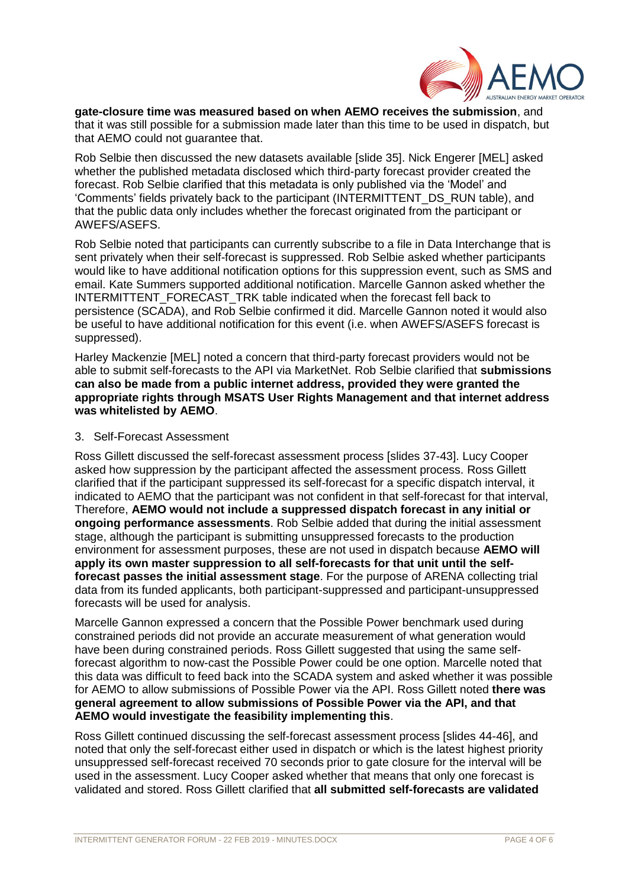**gate-closure time was measured based on when AEMO receives the submission**, and that it was still possible for a submission made later than this time to be used in dispatch, but that AEMO could not guarantee that.

Rob Selbie then discussed the new datasets available [slide 35]. Nick Engerer [MEL] asked whether the published metadata disclosed which third-party forecast provider created the forecast. Rob Selbie clarified that this metadata is only published via the 'Model' and 'Comments' fields privately back to the participant (INTERMITTENT_DS_RUN table), and that the public data only includes whether the forecast originated from the participant or AWEFS/ASEFS.

Rob Selbie noted that participants can currently subscribe to a file in Data Interchange that is sent privately when their self-forecast is suppressed. Rob Selbie asked whether participants would like to have additional notification options for this suppression event, such as SMS and email. Kate Summers supported additional notification. Marcelle Gannon asked whether the INTERMITTENT_FORECAST_TRK table indicated when the forecast fell back to persistence (SCADA), and Rob Selbie confirmed it did. Marcelle Gannon noted it would also be useful to have additional notification for this event (i.e. when AWEFS/ASEFS forecast is suppressed).

Harley Mackenzie [MEL] noted a concern that third-party forecast providers would not be able to submit self-forecasts to the API via MarketNet. Rob Selbie clarified that **submissions can also be made from a public internet address, provided they were granted the appropriate rights through MSATS User Rights Management and that internet address was whitelisted by AEMO**.

3. Self-Forecast Assessment

Ross Gillett discussed the self-forecast assessment process [slides 37-43]. Lucy Cooper asked how suppression by the participant affected the assessment process. Ross Gillett clarified that if the participant suppressed its self-forecast for a specific dispatch interval, it indicated to AEMO that the participant was not confident in that self-forecast for that interval, Therefore, **AEMO would not include a suppressed dispatch forecast in any initial or ongoing performance assessments**. Rob Selbie added that during the initial assessment stage, although the participant is submitting unsuppressed forecasts to the production environment for assessment purposes, these are not used in dispatch because **AEMO will apply its own master suppression to all self-forecasts for that unit until the self-forecast passes the initial assessment stage**. For the purpose of ARENA collecting trial data from its funded applicants, both participant-suppressed and participant-unsuppressed forecasts will be used for analysis.

Marcelle Gannon expressed a concern that the Possible Power benchmark used during constrained periods did not provide an accurate measurement of what generation would have been during constrained periods. Ross Gillett suggested that using the same self-forecast algorithm to now-cast the Possible Power could be one option. Marcelle noted that this data was difficult to feed back into the SCADA system and asked whether it was possible for AEMO to allow submissions of Possible Power via the API. Ross Gillett noted **there was general agreement to allow submissions of Possible Power via the API, and that AEMO would investigate the feasibility implementing this**.

Ross Gillett continued discussing the self-forecast assessment process [slides 44-46], and noted that only the self-forecast either used in dispatch or which is the latest highest priority unsuppressed self-forecast received 70 seconds prior to gate closure for the interval will be used in the assessment. Lucy Cooper asked whether that means that only one forecast is validated and stored. Ross Gillett clarified that **all submitted self-forecasts are validated**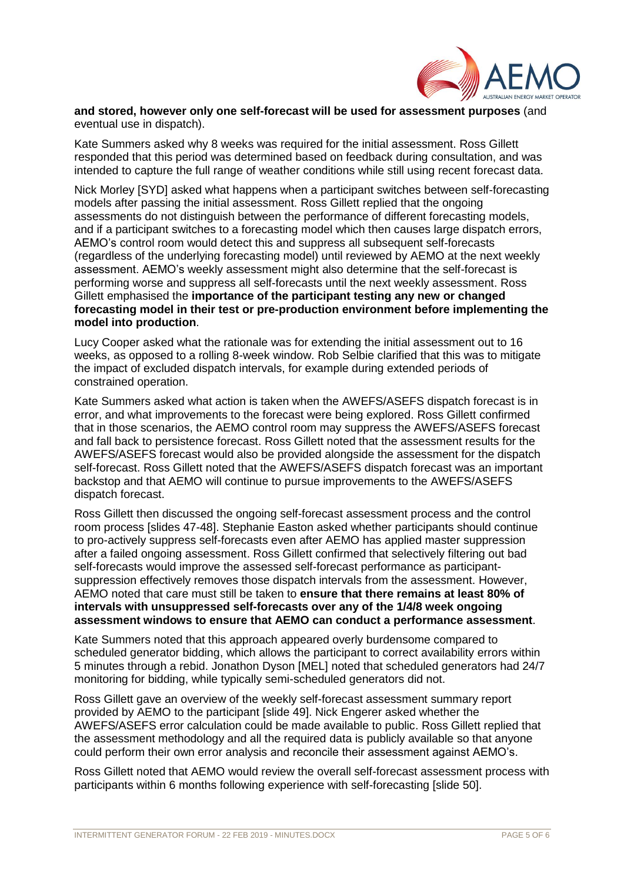**and stored, however only one self-forecast will be used for assessment purposes** (and eventual use in dispatch).

Kate Summers asked why 8 weeks was required for the initial assessment. Ross Gillett responded that this period was determined based on feedback during consultation, and was intended to capture the full range of weather conditions while still using recent forecast data.

Nick Morley [SYD] asked what happens when a participant switches between self-forecasting models after passing the initial assessment. Ross Gillett replied that the ongoing assessments do not distinguish between the performance of different forecasting models, and if a participant switches to a forecasting model which then causes large dispatch errors, AEMO's control room would detect this and suppress all subsequent self-forecasts (regardless of the underlying forecasting model) until reviewed by AEMO at the next weekly assessment. AEMO's weekly assessment might also determine that the self-forecast is performing worse and suppress all self-forecasts until the next weekly assessment. Ross Gillett emphasised the **importance of the participant testing any new or changed forecasting model in their test or pre-production environment before implementing the model into production**.

Lucy Cooper asked what the rationale was for extending the initial assessment out to 16 weeks, as opposed to a rolling 8-week window. Rob Selbie clarified that this was to mitigate the impact of excluded dispatch intervals, for example during extended periods of constrained operation.

Kate Summers asked what action is taken when the AWEFS/ASEFS dispatch forecast is in error, and what improvements to the forecast were being explored. Ross Gillett confirmed that in those scenarios, the AEMO control room may suppress the AWEFS/ASEFS forecast and fall back to persistence forecast. Ross Gillett noted that the assessment results for the AWEFS/ASEFS forecast would also be provided alongside the assessment for the dispatch self-forecast. Ross Gillett noted that the AWEFS/ASEFS dispatch forecast was an important backstop and that AEMO will continue to pursue improvements to the AWEFS/ASEFS dispatch forecast.

Ross Gillett then discussed the ongoing self-forecast assessment process and the control room process [slides 47-48]. Stephanie Easton asked whether participants should continue to pro-actively suppress self-forecasts even after AEMO has applied master suppression after a failed ongoing assessment. Ross Gillett confirmed that selectively filtering out bad self-forecasts would improve the assessed self-forecast performance as participant-suppression effectively removes those dispatch intervals from the assessment. However, AEMO noted that care must still be taken to **ensure that there remains at least 80% of intervals with unsuppressed self-forecasts over any of the 1/4/8 week ongoing assessment windows to ensure that AEMO can conduct a performance assessment**.

Kate Summers noted that this approach appeared overly burdensome compared to scheduled generator bidding, which allows the participant to correct availability errors within 5 minutes through a rebid. Jonathon Dyson [MEL] noted that scheduled generators had 24/7 monitoring for bidding, while typically semi-scheduled generators did not.

Ross Gillett gave an overview of the weekly self-forecast assessment summary report provided by AEMO to the participant [slide 49]. Nick Engerer asked whether the AWEFS/ASEFS error calculation could be made available to public. Ross Gillett replied that the assessment methodology and all the required data is publicly available so that anyone could perform their own error analysis and reconcile their assessment against AEMO's.

Ross Gillett noted that AEMO would review the overall self-forecast assessment process with participants within 6 months following experience with self-forecasting [slide 50].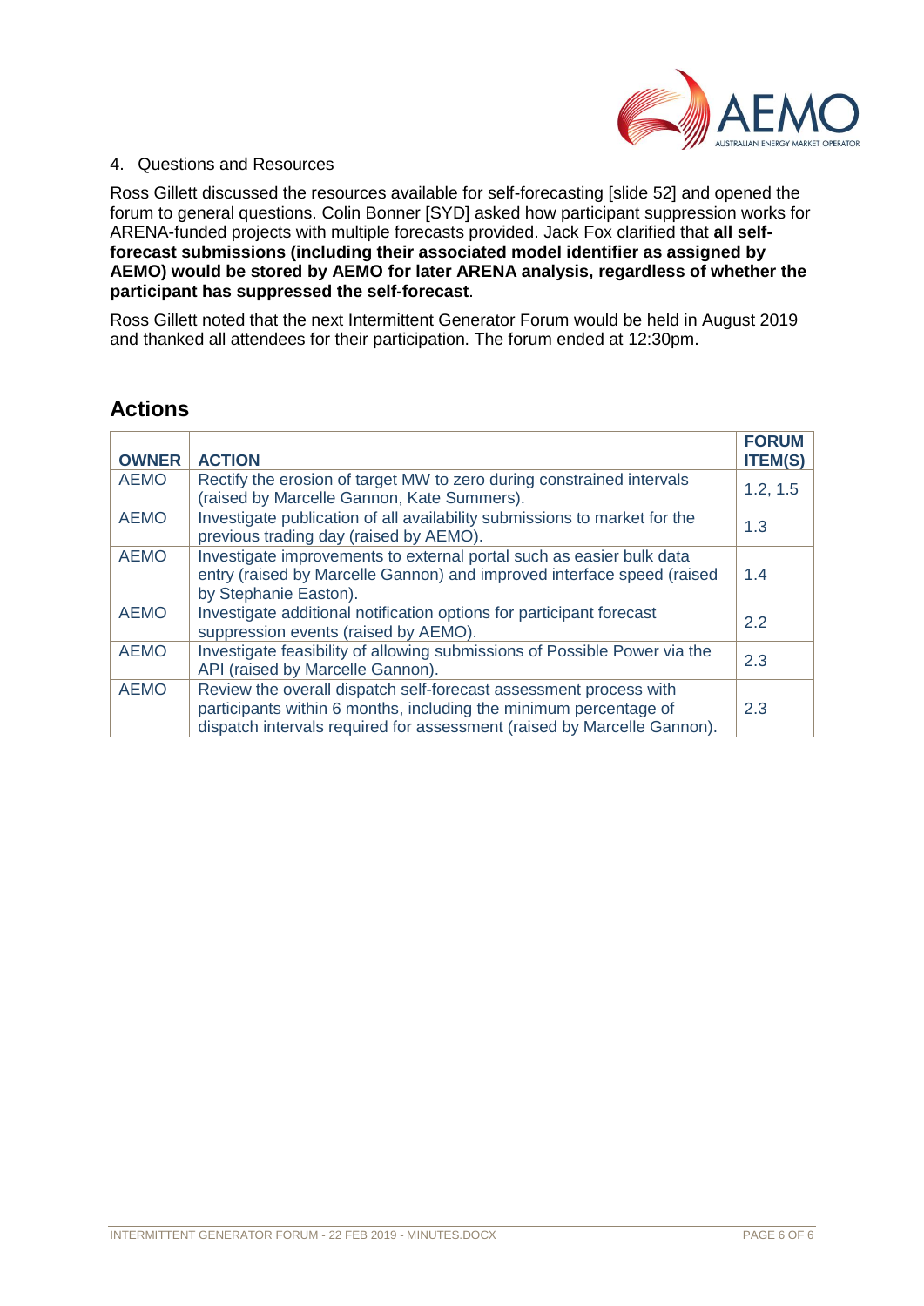4. Questions and Resources

Ross Gillett discussed the resources available for self-forecasting [slide 52] and opened the forum to general questions. Colin Bonner [SYD] asked how participant suppression works for ARENA-funded projects with multiple forecasts provided. Jack Fox clarified that **all self-forecast submissions (including their associated model identifier as assigned by AEMO) would be stored by AEMO for later ARENA analysis, regardless of whether the participant has suppressed the self-forecast**.

Ross Gillett noted that the next Intermittent Generator Forum would be held in August 2019 and thanked all attendees for their participation. The forum ended at 12:30pm.

## Actions

| OWNER | ACTION | FORUM ITEM(S) |
|---|---|---|
| AEMO | Rectify the erosion of target MW to zero during constrained intervals (raised by Marcelle Gannon, Kate Summers). | 1.2, 1.5 |
| AEMO | Investigate publication of all availability submissions to market for the previous trading day (raised by AEMO). | 1.3 |
| AEMO | Investigate improvements to external portal such as easier bulk data entry (raised by Marcelle Gannon) and improved interface speed (raised by Stephanie Easton). | 1.4 |
| AEMO | Investigate additional notification options for participant forecast suppression events (raised by AEMO). | 2.2 |
| AEMO | Investigate feasibility of allowing submissions of Possible Power via the API (raised by Marcelle Gannon). | 2.3 |
| AEMO | Review the overall dispatch self-forecast assessment process with participants within 6 months, including the minimum percentage of dispatch intervals required for assessment (raised by Marcelle Gannon). | 2.3 |